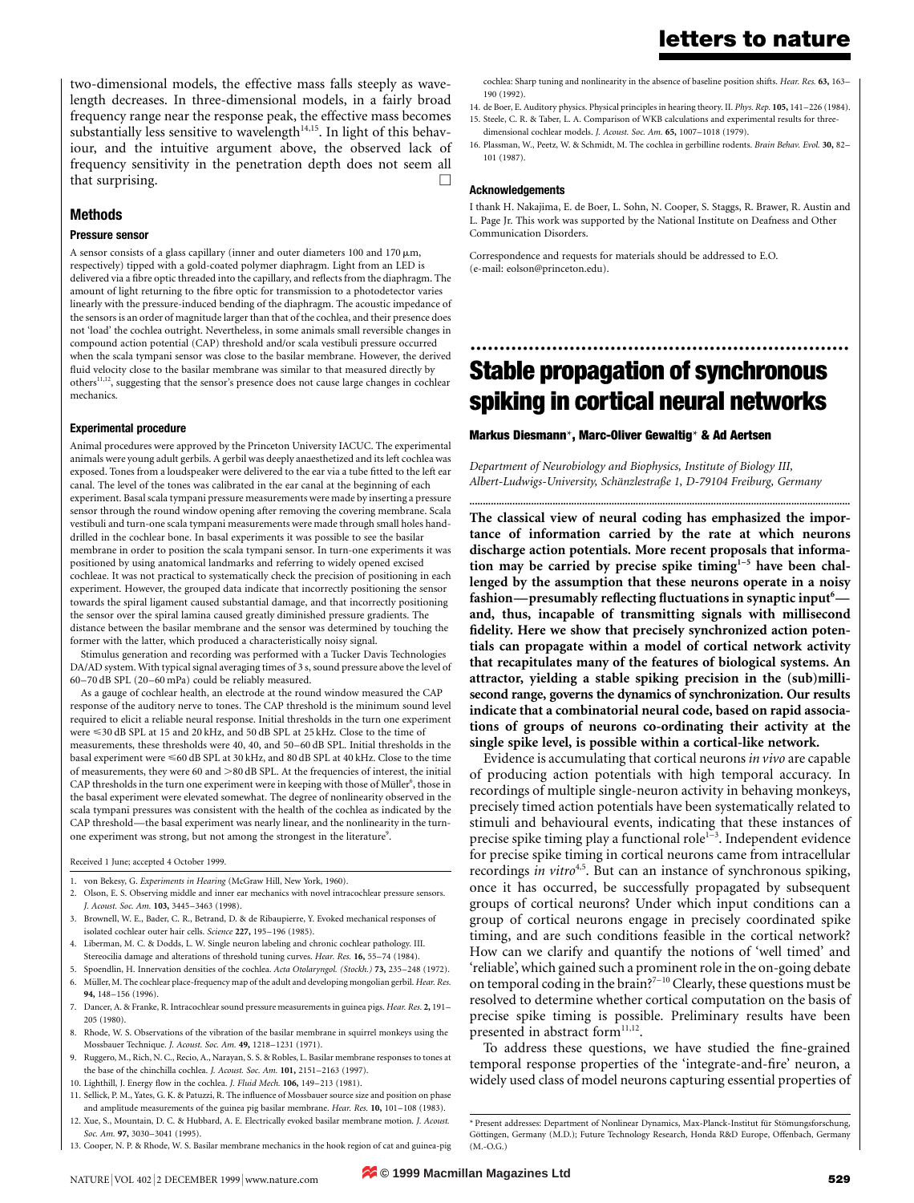two-dimensional models, the effective mass falls steeply as wavelength decreases. In three-dimensional models, in a fairly broad frequency range near the response peak, the effective mass becomes substantially less sensitive to wavelength[14,15]. In light of this behaviour, and the intuitive argument above, the observed lack of frequency sensitivity in the penetration depth does not seem all that surprising. □

## Methods

### Pressure sensor

A sensor consists of a glass capillary (inner and outer diameters 100 and 170 µm, respectively) tipped with a gold-coated polymer diaphragm. Light from an LED is delivered via a fibre optic threaded into the capillary, and reflects from the diaphragm. The amount of light returning to the fibre optic for transmission to a photodetector varies linearly with the pressure-induced bending of the diaphragm. The acoustic impedance of the sensors is an order of magnitude larger than that of the cochlea, and their presence does not 'load' the cochlea outright. Nevertheless, in some animals small reversible changes in compound action potential (CAP) threshold and/or scala vestibuli pressure occurred when the scala tympani sensor was close to the basilar membrane. However, the derived fluid velocity close to the basilar membrane was similar to that measured directly by others[11,12], suggesting that the sensor's presence does not cause large changes in cochlear mechanics.

### Experimental procedure

Animal procedures were approved by the Princeton University IACUC. The experimental animals were young adult gerbils. A gerbil was deeply anaesthetized and its left cochlea was exposed. Tones from a loudspeaker were delivered to the ear via a tube fitted to the left ear canal. The level of the tones was calibrated in the ear canal at the beginning of each experiment. Basal scala tympani pressure measurements were made by inserting a pressure sensor through the round window opening after removing the covering membrane. Scala vestibuli and turn-one scala tympani measurements were made through small holes hand-drilled in the cochlear bone. In basal experiments it was possible to see the basilar membrane in order to position the scala tympani sensor. In turn-one experiments it was positioned by using anatomical landmarks and referring to widely opened excised cochleae. It was not practical to systematically check the precision of positioning in each experiment. However, the grouped data indicate that incorrectly positioning the sensor towards the spiral ligament caused substantial damage, and that incorrectly positioning the sensor over the spiral lamina caused greatly diminished pressure gradients. The distance between the basilar membrane and the sensor was determined by touching the former with the latter, which produced a characteristically noisy signal.

Stimulus generation and recording was performed with a Tucker Davis Technologies DA/AD system. With typical signal averaging times of 3 s, sound pressure above the level of 60–70 dB SPL (20–60 mPa) could be reliably measured.

As a gauge of cochlear health, an electrode at the round window measured the CAP response of the auditory nerve to tones. The CAP threshold is the minimum sound level required to elicit a reliable neural response. Initial thresholds in the turn one experiment were ≤30 dB SPL at 15 and 20 kHz, and 50 dB SPL at 25 kHz. Close to the time of measurements, these thresholds were 40, 40, and 50–60 dB SPL. Initial thresholds in the basal experiment were ≤60 dB SPL at 30 kHz, and 80 dB SPL at 40 kHz. Close to the time of measurements, they were 60 and >80 dB SPL. At the frequencies of interest, the initial CAP thresholds in the turn one experiment were in keeping with those of Müller[6], those in the basal experiment were elevated somewhat. The degree of nonlinearity observed in the scala tympani pressures was consistent with the health of the cochlea as indicated by the CAP threshold—the basal experiment was nearly linear, and the nonlinearity in the turn-one experiment was strong, but not among the strongest in the literature[9].

Received 1 June; accepted 4 October 1999.

1. von Bekesy, G. *Experiments in Hearing* (McGraw Hill, New York, 1960).
2. Olson, E. S. Observing middle and inner ear mechanics with novel intracochlear pressure sensors. *J. Acoust. Soc. Am.* **103,** 3445–3463 (1998).
3. Brownell, W. E., Bader, C. R., Betrand, D. & de Ribaupierre, Y. Evoked mechanical responses of isolated cochlear outer hair cells. *Science* **227,** 195–196 (1985).
4. Liberman, M. C. & Dodds, L. W. Single neuron labeling and chronic cochlear pathology. III. Stereocilia damage and alterations of threshold tuning curves. *Hear. Res.* **16,** 55–74 (1984).
5. Spoendlin, H. Innervation densities of the cochlea. *Acta Otolaryngol. (Stockh.)* **73,** 235–248 (1972).
6. Müller, M. The cochlear place-frequency map of the adult and developing mongolian gerbil. *Hear. Res.* **94,** 148–156 (1996).
7. Dancer, A. & Franke, R. Intracochlear sound pressure measurements in guinea pigs. *Hear. Res.* **2,** 191–205 (1980).
8. Rhode, W. S. Observations of the vibration of the basilar membrane in squirrel monkeys using the Mossbauer Technique. *J. Acoust. Soc. Am.* **49,** 1218–1231 (1971).
9. Ruggero, M., Rich, N. C., Recio, A., Narayan, S. S. & Robles, L. Basilar membrane responses to tones at the base of the chinchilla cochlea. *J. Acoust. Soc. Am.* **101,** 2151–2163 (1997).
10. Lighthill, J. Energy flow in the cochlea. *J. Fluid Mech.* **106,** 149–213 (1981).
11. Sellick, P. M., Yates, G. K. & Patuzzi, R. The influence of Mossbauer source size and position on phase and amplitude measurements of the guinea pig basilar membrane. *Hear. Res.* **10,** 101–108 (1983).
12. Xue, S., Mountain, D. C. & Hubbard, A. E. Electrically evoked basilar membrane motion. *J. Acoust. Soc. Am.* **97,** 3030–3041 (1995).
13. Cooper, N. P. & Rhode, W. S. Basilar membrane mechanics in the hook region of cat and guinea-pig cochlea: Sharp tuning and nonlinearity in the absence of baseline position shifts. *Hear. Res.* **63,** 163–190 (1992).
14. de Boer, E. Auditory physics. Physical principles in hearing theory. II. *Phys. Rep.* **105,** 141–226 (1984).
15. Steele, C. R. & Taber, L. A. Comparison of WKB calculations and experimental results for three-dimensional cochlear models. *J. Acoust. Soc. Am.* **65,** 1007–1018 (1979).
16. Plassman, W., Peetz, W. & Schmidt, M. The cochlea in gerbilline rodents. *Brain Behav. Evol.* **30,** 82–101 (1987).

### Acknowledgements

I thank H. Nakajima, E. de Boer, L. Sohn, N. Cooper, S. Staggs, R. Brawer, R. Austin and L. Page Jr. This work was supported by the National Institute on Deafness and Other Communication Disorders.

Correspondence and requests for materials should be addressed to E.O. (e-mail: eolson@princeton.edu).

# Stable propagation of synchronous spiking in cortical neural networks

**Markus Diesmann\*, Marc-Oliver Gewaltig\* & Ad Aertsen**

*Department of Neurobiology and Biophysics, Institute of Biology III, Albert-Ludwigs-University, Schänzlestraße 1, D-79104 Freiburg, Germany*

**The classical view of neural coding has emphasized the importance of information carried by the rate at which neurons discharge action potentials. More recent proposals that information may be carried by precise spike timing[1–5] have been challenged by the assumption that these neurons operate in a noisy fashion—presumably reflecting fluctuations in synaptic input[6]—and, thus, incapable of transmitting signals with millisecond fidelity. Here we show that precisely synchronized action potentials can propagate within a model of cortical network activity that recapitulates many of the features of biological systems. An attractor, yielding a stable spiking precision in the (sub)millisecond range, governs the dynamics of synchronization. Our results indicate that a combinatorial neural code, based on rapid associations of groups of neurons co-ordinating their activity at the single spike level, is possible within a cortical-like network.**

Evidence is accumulating that cortical neurons *in vivo* are capable of producing action potentials with high temporal accuracy. In recordings of multiple single-neuron activity in behaving monkeys, precisely timed action potentials have been systematically related to stimuli and behavioural events, indicating that these instances of precise spike timing play a functional role[1–3]. Independent evidence for precise spike timing in cortical neurons came from intracellular recordings *in vitro*[4,5]. But can an instance of synchronous spiking, once it has occurred, be successfully propagated by subsequent groups of cortical neurons? Under which input conditions can a group of cortical neurons engage in precisely coordinated spike timing, and are such conditions feasible in the cortical network? How can we clarify and quantify the notions of 'well timed' and 'reliable', which gained such a prominent role in the on-going debate on temporal coding in the brain?[7–10] Clearly, these questions must be resolved to determine whether cortical computation on the basis of precise spike timing is possible. Preliminary results have been presented in abstract form[11,12].

To address these questions, we have studied the fine-grained temporal response properties of the 'integrate-and-fire' neuron, a widely used class of model neurons capturing essential properties of

\* Present addresses: Department of Nonlinear Dynamics, Max-Planck-Institut für Stömungsforschung, Göttingen, Germany (M.D.); Future Technology Research, Honda R&D Europe, Offenbach, Germany (M.-O.G.)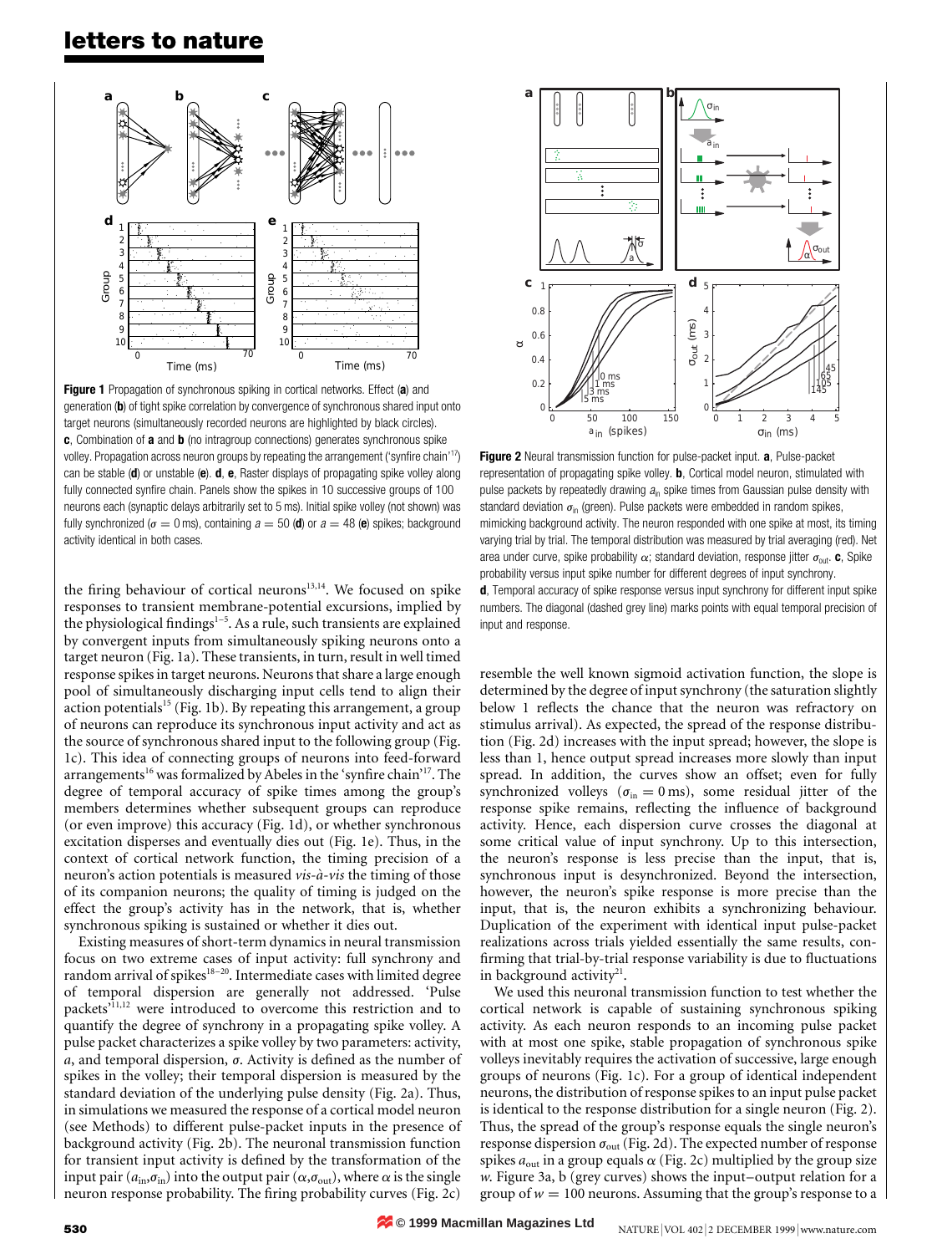**Figure 1** Propagation of synchronous spiking in cortical networks. Effect (**a**) and generation (**b**) of tight spike correlation by convergence of synchronous shared input onto target neurons (simultaneously recorded neurons are highlighted by black circles). **c**, Combination of **a** and **b** (no intragroup connections) generates synchronous spike volley. Propagation across neuron groups by repeating the arrangement ('synfire chain'[17]) can be stable (**d**) or unstable (**e**). **d**, **e**, Raster displays of propagating spike volley along fully connected synfire chain. Panels show the spikes in 10 successive groups of 100 neurons each (synaptic delays arbitrarily set to 5 ms). Initial spike volley (not shown) was fully synchronized ($\sigma = 0$ ms), containing $a = 50$ (**d**) or $a = 48$ (**e**) spikes; background activity identical in both cases.

**Figure 2** Neural transmission function for pulse-packet input. **a**, Pulse-packet representation of propagating spike volley. **b**, Cortical model neuron, stimulated with pulse packets by repeatedly drawing $a_{in}$ spike times from Gaussian pulse density with standard deviation $\sigma_{in}$ (green). Pulse packets were embedded in random spikes, mimicking background activity. The neuron responded with one spike at most, its timing varying trial by trial. The temporal distribution was measured by trial averaging (red). Net area under curve, spike probability $\alpha$; standard deviation, response jitter $\sigma_{out}$. **c**, Spike probability versus input spike number for different degrees of input synchrony. **d**, Temporal accuracy of spike response versus input synchrony for different input spike numbers. The diagonal (dashed grey line) marks points with equal temporal precision of input and response.

the firing behaviour of cortical neurons[13,14]. We focused on spike responses to transient membrane-potential excursions, implied by the physiological findings[1–5]. As a rule, such transients are explained by convergent inputs from simultaneously spiking neurons onto a target neuron (Fig. 1a). These transients, in turn, result in well timed response spikes in target neurons. Neurons that share a large enough pool of simultaneously discharging input cells tend to align their action potentials[15] (Fig. 1b). By repeating this arrangement, a group of neurons can reproduce its synchronous input activity and act as the source of synchronous shared input to the following group (Fig. 1c). This idea of connecting groups of neurons into feed-forward arrangements[16] was formalized by Abeles in the 'synfire chain'[17]. The degree of temporal accuracy of spike times among the group's members determines whether subsequent groups can reproduce (or even improve) this accuracy (Fig. 1d), or whether synchronous excitation disperses and eventually dies out (Fig. 1e). Thus, in the context of cortical network function, the timing precision of a neuron's action potentials is measured *vis-à-vis* the timing of those of its companion neurons; the quality of timing is judged on the effect the group's activity has in the network, that is, whether synchronous spiking is sustained or whether it dies out.

Existing measures of short-term dynamics in neural transmission focus on two extreme cases of input activity: full synchrony and random arrival of spikes[18–20]. Intermediate cases with limited degree of temporal dispersion are generally not addressed. 'Pulse packets'[11,12] were introduced to overcome this restriction and to quantify the degree of synchrony in a propagating spike volley. A pulse packet characterizes a spike volley by two parameters: activity, $a$, and temporal dispersion, $\sigma$. Activity is defined as the number of spikes in the volley; their temporal dispersion is measured by the standard deviation of the underlying pulse density (Fig. 2a). Thus, in simulations we measured the response of a cortical model neuron (see Methods) to different pulse-packet inputs in the presence of background activity (Fig. 2b). The neuronal transmission function for transient input activity is defined by the transformation of the input pair ($a_{in}$,$\sigma_{in}$) into the output pair ($\alpha$,$\sigma_{out}$), where $\alpha$ is the single neuron response probability. The firing probability curves (Fig. 2c) resemble the well known sigmoid activation function, the slope is determined by the degree of input synchrony (the saturation slightly below 1 reflects the chance that the neuron was refractory on stimulus arrival). As expected, the spread of the response distribution (Fig. 2d) increases with the input spread; however, the slope is less than 1, hence output spread increases more slowly than input spread. In addition, the curves show an offset; even for fully synchronized volleys ($\sigma_{in} = 0$ ms), some residual jitter of the response spike remains, reflecting the influence of background activity. Hence, each dispersion curve crosses the diagonal at some critical value of input synchrony. Up to this intersection, the neuron's response is less precise than the input, that is, synchronous input is desynchronized. Beyond the intersection, however, the neuron's spike response is more precise than the input, that is, the neuron exhibits a synchronizing behaviour. Duplication of the experiment with identical input pulse-packet realizations across trials yielded essentially the same results, confirming that trial-by-trial response variability is due to fluctuations in background activity[21].

We used this neuronal transmission function to test whether the cortical network is capable of sustaining synchronous spiking activity. As each neuron responds to an incoming pulse packet with at most one spike, stable propagation of synchronous spike volleys inevitably requires the activation of successive, large enough groups of neurons (Fig. 1c). For a group of identical independent neurons, the distribution of response spikes to an input pulse packet is identical to the response distribution for a single neuron (Fig. 2). Thus, the spread of the group's response equals the single neuron's response dispersion $\sigma_{out}$ (Fig. 2d). The expected number of response spikes $a_{out}$ in a group equals $\alpha$ (Fig. 2c) multiplied by the group size $w$. Figure 3a, b (grey curves) shows the input–output relation for a group of $w = 100$ neurons. Assuming that the group's response to a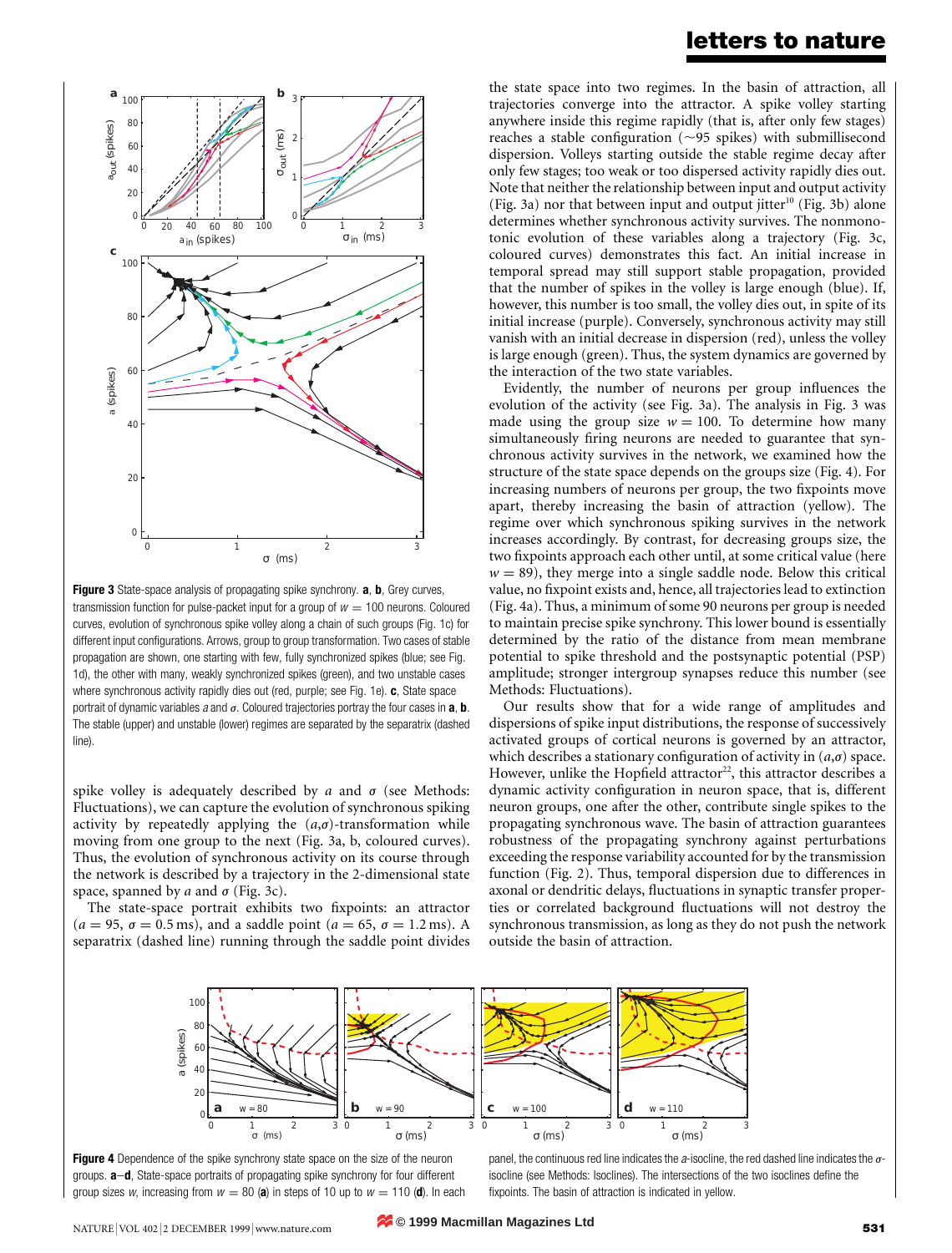**Figure 3** State-space analysis of propagating spike synchrony. **a**, **b**, Grey curves, transmission function for pulse-packet input for a group of $w = 100$ neurons. Coloured curves, evolution of synchronous spike volley along a chain of such groups (Fig. 1c) for different input configurations. Arrows, group to group transformation. Two cases of stable propagation are shown, one starting with few, fully synchronized spikes (blue; see Fig. 1d), the other with many, weakly synchronized spikes (green), and two unstable cases where synchronous activity rapidly dies out (red, purple; see Fig. 1e). **c**, State space portrait of dynamic variables $a$ and $\sigma$. Coloured trajectories portray the four cases in **a**, **b**. The stable (upper) and unstable (lower) regimes are separated by the separatrix (dashed line).

spike volley is adequately described by $a$ and $\sigma$ (see Methods: Fluctuations), we can capture the evolution of synchronous spiking activity by repeatedly applying the $(a,\sigma)$-transformation while moving from one group to the next (Fig. 3a, b, coloured curves). Thus, the evolution of synchronous activity on its course through the network is described by a trajectory in the 2-dimensional state space, spanned by $a$ and $\sigma$ (Fig. 3c).

The state-space portrait exhibits two fixpoints: an attractor ($a = 95$, $\sigma = 0.5$ ms), and a saddle point ($a = 65$, $\sigma = 1.2$ ms). A separatrix (dashed line) running through the saddle point divides the state space into two regimes. In the basin of attraction, all trajectories converge into the attractor. A spike volley starting anywhere inside this regime rapidly (that is, after only few stages) reaches a stable configuration (~95 spikes) with submillisecond dispersion. Volleys starting outside the stable regime decay after only few stages; too weak or too dispersed activity rapidly dies out. Note that neither the relationship between input and output activity (Fig. 3a) nor that between input and output jitter[10] (Fig. 3b) alone determines whether synchronous activity survives. The nonmonotonic evolution of these variables along a trajectory (Fig. 3c, coloured curves) demonstrates this fact. An initial increase in temporal spread may still support stable propagation, provided that the number of spikes in the volley is large enough (blue). If, however, this number is too small, the volley dies out, in spite of its initial increase (purple). Conversely, synchronous activity may still vanish with an initial decrease in dispersion (red), unless the volley is large enough (green). Thus, the system dynamics are governed by the interaction of the two state variables.

Evidently, the number of neurons per group influences the evolution of the activity (see Fig. 3a). The analysis in Fig. 3 was made using the group size $w = 100$. To determine how many simultaneously firing neurons are needed to guarantee that synchronous activity survives in the network, we examined how the structure of the state space depends on the groups size (Fig. 4). For increasing numbers of neurons per group, the two fixpoints move apart, thereby increasing the basin of attraction (yellow). The regime over which synchronous spiking survives in the network increases accordingly. By contrast, for decreasing groups size, the two fixpoints approach each other until, at some critical value (here $w = 89$), they merge into a single saddle node. Below this critical value, no fixpoint exists and, hence, all trajectories lead to extinction (Fig. 4a). Thus, a minimum of some 90 neurons per group is needed to maintain precise spike synchrony. This lower bound is essentially determined by the ratio of the distance from mean membrane potential to spike threshold and the postsynaptic potential (PSP) amplitude; stronger intergroup synapses reduce this number (see Methods: Fluctuations).

Our results show that for a wide range of amplitudes and dispersions of spike input distributions, the response of successively activated groups of cortical neurons is governed by an attractor, which describes a stationary configuration of activity in $(a,\sigma)$ space. However, unlike the Hopfield attractor[22], this attractor describes a dynamic activity configuration in neuron space, that is, different neuron groups, one after the other, contribute single spikes to the propagating synchronous wave. The basin of attraction guarantees robustness of the propagating synchrony against perturbations exceeding the response variability accounted for by the transmission function (Fig. 2). Thus, temporal dispersion due to differences in axonal or dendritic delays, fluctuations in synaptic transfer properties or correlated background fluctuations will not destroy the synchronous transmission, as long as they do not push the network outside the basin of attraction.

**Figure 4** Dependence of the spike synchrony state space on the size of the neuron groups. **a**–**d**, State-space portraits of propagating spike synchrony for four different group sizes $w$, increasing from $w = 80$ (**a**) in steps of 10 up to $w = 110$ (**d**). In each panel, the continuous red line indicates the $a$-isocline, the red dashed line indicates the $\sigma$-isocline (see Methods: Isoclines). The intersections of the two isoclines define the fixpoints. The basin of attraction is indicated in yellow.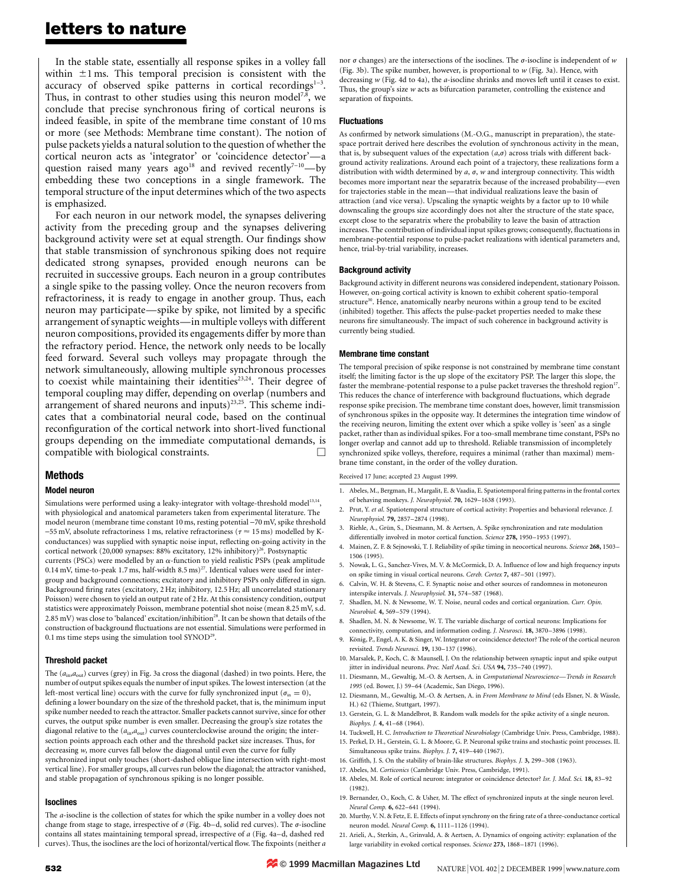In the stable state, essentially all response spikes in a volley fall within ±1 ms. This temporal precision is consistent with the accuracy of observed spike patterns in cortical recordings[1–3]. Thus, in contrast to other studies using this neuron model[7,8], we conclude that precise synchronous firing of cortical neurons is indeed feasible, in spite of the membrane time constant of 10 ms or more (see Methods: Membrane time constant). The notion of pulse packets yields a natural solution to the question of whether the cortical neuron acts as 'integrator' or 'coincidence detector'—a question raised many years ago[18] and revived recently[7–10]—by embedding these two conceptions in a single framework. The temporal structure of the input determines which of the two aspects is emphasized.

For each neuron in our network model, the synapses delivering activity from the preceding group and the synapses delivering background activity were set at equal strength. Our findings show that stable transmission of synchronous spiking does not require dedicated strong synapses, provided enough neurons can be recruited in successive groups. Each neuron in a group contributes a single spike to the passing volley. Once the neuron recovers from refractoriness, it is ready to engage in another group. Thus, each neuron may participate—spike by spike, not limited by a specific arrangement of synaptic weights—in multiple volleys with different neuron compositions, provided its engagements differ by more than the refractory period. Hence, the network only needs to be locally feed forward. Several such volleys may propagate through the network simultaneously, allowing multiple synchronous processes to coexist while maintaining their identities[23,24]. Their degree of temporal coupling may differ, depending on overlap (numbers and arrangement of shared neurons and inputs)[23,25]. This scheme indicates that a combinatorial neural code, based on the continual reconfiguration of the cortical network into short-lived functional groups depending on the immediate computational demands, is compatible with biological constraints. □

## Methods

### Model neuron

Simulations were performed using a leaky-integrator with voltage-threshold model[13,14], with physiological and anatomical parameters taken from experimental literature. The model neuron (membrane time constant 10 ms, resting potential −70 mV, spike threshold −55 mV, absolute refractoriness 1 ms, relative refractoriness ($\tau \approx 15$ ms) modelled by K-conductances) was supplied with synaptic noise input, reflecting on-going activity in the cortical network (20,000 synapses: 88% excitatory, 12% inhibitory)[26]. Postsynaptic currents (PSCs) were modelled by an $\alpha$-function to yield realistic PSPs (peak amplitude 0.14 mV, time-to-peak 1.7 ms, half-width 8.5 ms)[27]. Identical values were used for inter-group and background connections; excitatory and inhibitory PSPs only differed in sign. Background firing rates (excitatory, 2 Hz; inhibitory, 12.5 Hz; all uncorrelated stationary Poisson) were chosen to yield an output rate of 2 Hz. At this consistency condition, output statistics were approximately Poisson, membrane potential shot noise (mean 8.25 mV, s.d. 2.85 mV) was close to 'balanced' excitation/inhibition[28]. It can be shown that details of the construction of background fluctuations are not essential. Simulations were performed in 0.1 ms time steps using the simulation tool SYNOD[29].

### Threshold packet

The ($a_{in}$,$a_{out}$) curves (grey) in Fig. 3a cross the diagonal (dashed) in two points. Here, the number of output spikes equals the number of input spikes. The lowest intersection (at the left-most vertical line) occurs with the curve for fully synchronized input ($\sigma_{in} = 0$), defining a lower boundary on the size of the threshold packet, that is, the minimum input spike number needed to reach the attractor. Smaller packets cannot survive, since for other curves, the output spike number is even smaller. Decreasing the group's size rotates the diagonal relative to the ($a_{in}$,$a_{out}$) curves counterclockwise around the origin; the intersection points approach each other and the threshold packet size increases. Thus, for decreasing $w$, more curves fall below the diagonal until even the curve for fully synchronized input only touches (short-dashed oblique line intersection with right-most vertical line). For smaller groups, all curves run below the diagonal; the attractor vanished, and stable propagation of synchronous spiking is no longer possible.

### Isoclines

The $a$-isocline is the collection of states for which the spike number in a volley does not change from stage to stage, irrespective of $\sigma$ (Fig. 4b–d, solid red curves). The $\sigma$-isocline contains all states maintaining temporal spread, irrespective of $a$ (Fig. 4a–d, dashed red curves). Thus, the isoclines are the loci of horizontal/vertical flow. The fixpoints (neither $a$ nor $\sigma$ changes) are the intersections of the isoclines. The $\sigma$-isocline is independent of $w$ (Fig. 3b). The spike number, however, is proportional to $w$ (Fig. 3a). Hence, with decreasing $w$ (Fig. 4d to 4a), the $a$-isocline shrinks and moves left until it ceases to exist. Thus, the group's size $w$ acts as bifurcation parameter, controlling the existence and separation of fixpoints.

### Fluctuations

As confirmed by network simulations (M.-O.G., manuscript in preparation), the state-space portrait derived here describes the evolution of synchronous activity in the mean, that is, by subsequent values of the expectation ($a$,$\sigma$) across trials with different background activity realizations. Around each point of a trajectory, these realizations form a distribution with width determined by $a$, $\sigma$, $w$ and intergroup connectivity. This width becomes more important near the separatrix because of the increased probability—even for trajectories stable in the mean—that individual realizations leave the basin of attraction (and vice versa). Upscaling the synaptic weights by a factor up to 10 while downscaling the groups size accordingly does not alter the structure of the state space, except close to the separatrix where the probability to leave the basin of attraction increases. The contribution of individual input spikes grows; consequently, fluctuations in membrane-potential response to pulse-packet realizations with identical parameters and, hence, trial-by-trial variability, increases.

### Background activity

Background activity in different neurons was considered independent, stationary Poisson. However, on-going cortical activity is known to exhibit coherent spatio-temporal structure[30]. Hence, anatomically nearby neurons within a group tend to be excited (inhibited) together. This affects the pulse-packet properties needed to make these neurons fire simultaneously. The impact of such coherence in background activity is currently being studied.

### Membrane time constant

The temporal precision of spike response is not constrained by membrane time constant itself; the limiting factor is the up slope of the excitatory PSP. The larger this slope, the faster the membrane-potential response to a pulse packet traverses the threshold region[17]. This reduces the chance of interference with background fluctuations, which degrade response spike precision. The membrane time constant does, however, limit transmission of synchronous spikes in the opposite way. It determines the integration time window of the receiving neuron, limiting the extent over which a spike volley is 'seen' as a single packet, rather than as individual spikes. For a too-small membrane time constant, PSPs no longer overlap and cannot add up to threshold. Reliable transmission of incompletely synchronized spike volleys, therefore, requires a minimal (rather than maximal) membrane time constant, in the order of the volley duration.

Received 17 June; accepted 23 August 1999.

1. Abeles, M., Bergman, H., Margalit, E. & Vaadia, E. Spatiotemporal firing patterns in the frontal cortex of behaving monkeys. *J. Neurophysiol.* **70,** 1629–1638 (1993).
2. Prut, Y. *et al.* Spatiotemporal structure of cortical activity: Properties and behavioral relevance. *J. Neurophysiol.* **79,** 2857–2874 (1998).
3. Riehle, A., Grün, S., Diesmann, M. & Aertsen, A. Spike synchronization and rate modulation differentially involved in motor cortical function. *Science* **278,** 1950–1953 (1997).
4. Mainen, Z. F. & Sejnowski, T. J. Reliability of spike timing in neocortical neurons. *Science* **268,** 1503–1506 (1995).
5. Nowak, L. G., Sanchez-Vives, M. V. & McCormick, D. A. Influence of low and high frequency inputs on spike timing in visual cortical neurons. *Cereb. Cortex* **7,** 487–501 (1997).
6. Calvin, W. H. & Stevens, C. F. Synaptic noise and other sources of randomness in motoneuron interspike intervals. *J. Neurophysiol.* **31,** 574–587 (1968).
7. Shadlen, M. N. & Newsome, W. T. Noise, neural codes and cortical organization. *Curr. Opin. Neurobiol.* **4,** 569–579 (1994).
8. Shadlen, M. N. & Newsome, W. T. The variable discharge of cortical neurons: Implications for connectivity, computation, and information coding. *J. Neurosci.* **18,** 3870–3896 (1998).
9. König, P., Engel, A. K. & Singer, W. Integrator or coincidence detector? The role of the cortical neuron revisited. *Trends Neurosci.* **19,** 130–137 (1996).
10. Marsalek, P., Koch, C. & Maunsell, J. On the relationship between synaptic input and spike output jitter in individual neurons. *Proc. Natl Acad. Sci. USA* **94,** 735–740 (1997).
11. Diesmann, M., Gewaltig, M.-O. & Aertsen, A. in *Computational Neuroscience—Trends in Research 1995* (ed. Bower, J.) 59–64 (Academic, San Diego, 1996).
12. Diesmann, M., Gewaltig, M.-O. & Aertsen, A. in *From Membrane to Mind* (eds Elsner, N. & Wässle, H.) 62 (Thieme, Stuttgart, 1997).
13. Gerstein, G. L. & Mandelbrot, B. Random walk models for the spike activity of a single neuron. *Biophys. J.* **4,** 41–68 (1964).
14. Tuckwell, H. C. *Introduction to Theoretical Neurobiology* (Cambridge Univ. Press, Cambridge, 1988).
15. Perkel, D. H., Gerstein, G. L. & Moore, G. P. Neuronal spike trains and stochastic point processes. II. Simultaneous spike trains. *Biophys. J.* **7,** 419–440 (1967).
16. Griffith, J. S. On the stability of brain-like structures. *Biophys. J.* **3,** 299–308 (1963).
17. Abeles, M. *Corticonics* (Cambridge Univ. Press, Cambridge, 1991).
18. Abeles, M. Role of cortical neuron: integrator or coincidence detector? *Isr. J. Med. Sci.* **18,** 83–92 (1982).
19. Bernander, O., Koch, C. & Usher, M. The effect of synchronized inputs at the single neuron level. *Neural Comp.* **6,** 622–641 (1994).
20. Murthy, V. N. & Fetz, E. E. Effects of input synchrony on the firing rate of a three-conductance cortical neuron model. *Neural Comp.* **6,** 1111–1126 (1994).
21. Arieli, A., Sterkin, A., Grinvald, A. & Aertsen, A. Dynamics of ongoing activity: explanation of the large variability in evoked cortical responses. *Science* **273,** 1868–1871 (1996).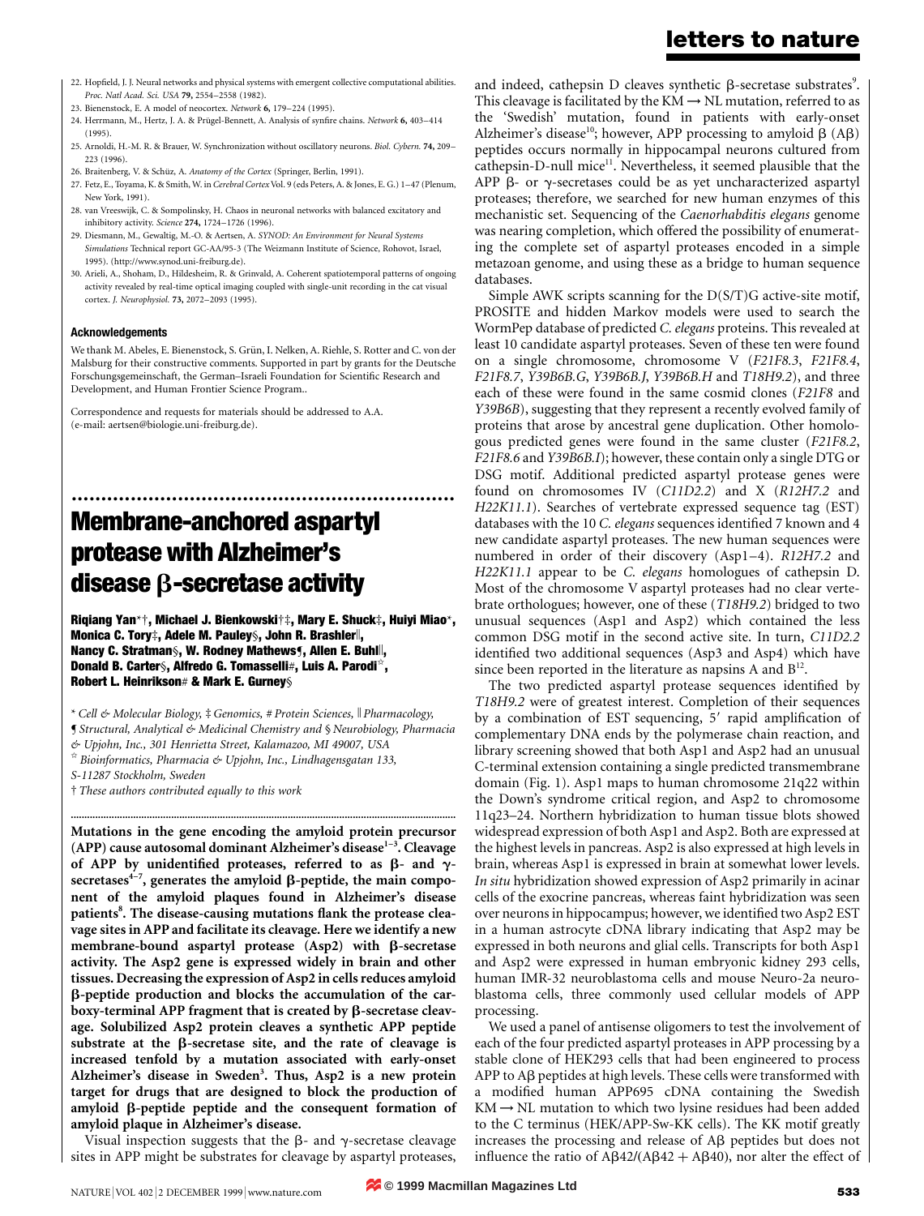22. Hopfield, J. J. Neural networks and physical systems with emergent collective computational abilities. *Proc. Natl Acad. Sci. USA* **79,** 2554–2558 (1982).
23. Bienenstock, E. A model of neocortex. *Network* **6,** 179–224 (1995).
24. Herrmann, M., Hertz, J. A. & Prügel-Bennett, A. Analysis of synfire chains. *Network* **6,** 403–414 (1995).
25. Arnoldi, H.-M. R. & Brauer, W. Synchronization without oscillatory neurons. *Biol. Cybern.* **74,** 209–223 (1996).
26. Braitenberg, V. & Schüz, A. *Anatomy of the Cortex* (Springer, Berlin, 1991).
27. Fetz, E., Toyama, K. & Smith, W. in *Cerebral Cortex* Vol. 9 (eds Peters, A. & Jones, E. G.) 1–47 (Plenum, New York, 1991).
28. van Vreeswijk, C. & Sompolinsky, H. Chaos in neuronal networks with balanced excitatory and inhibitory activity. *Science* **274,** 1724–1726 (1996).
29. Diesmann, M., Gewaltig, M.-O. & Aertsen, A. *SYNOD: An Environment for Neural Systems Simulations* Technical report GC-AA/95-3 (The Weizmann Institute of Science, Rohovot, Israel, 1995). (http://www.synod.uni-freiburg.de).
30. Arieli, A., Shoham, D., Hildesheim, R. & Grinvald, A. Coherent spatiotemporal patterns of ongoing activity revealed by real-time optical imaging coupled with single-unit recording in the cat visual cortex. *J. Neurophysiol.* **73,** 2072–2093 (1995).

### Acknowledgements

We thank M. Abeles, E. Bienenstock, S. Grün, I. Nelken, A. Riehle, S. Rotter and C. von der Malsburg for their constructive comments. Supported in part by grants for the Deutsche Forschungsgemeinschaft, the German–Israeli Foundation for Scientific Research and Development, and Human Frontier Science Program..

Correspondence and requests for materials should be addressed to A.A. (e-mail: aertsen@biologie.uni-freiburg.de).

# Membrane-anchored aspartyl protease with Alzheimer's disease β-secretase activity

**Riqiang Yan*†, Michael J. Bienkowski†‡, Mary E. Shuck‡, Huiyi Miao*, Monica C. Tory‡, Adele M. Pauley§, John R. Brashler‖, Nancy C. Stratman§, W. Rodney Mathews¶, Allen E. Buhl‖, Donald B. Carter§, Alfredo G. Tomasselli#, Luis A. Parodi☆, Robert L. Heinrikson# & Mark E. Gurney§**

\* *Cell & Molecular Biology,* ‡ *Genomics,* # *Protein Sciences,* ‖ *Pharmacology,* ¶ *Structural, Analytical & Medicinal Chemistry and* § *Neurobiology, Pharmacia & Upjohn, Inc., 301 Henrietta Street, Kalamazoo, MI 49007, USA*
☆ *Bioinformatics, Pharmacia & Upjohn, Inc., Lindhagensgatan 133, S-11287 Stockholm, Sweden*
† *These authors contributed equally to this work*

**Mutations in the gene encoding the amyloid protein precursor (APP) cause autosomal dominant Alzheimer's disease[1–3]. Cleavage of APP by unidentified proteases, referred to as β- and γ-secretases[4–7], generates the amyloid β-peptide, the main component of the amyloid plaques found in Alzheimer's disease patients[8]. The disease-causing mutations flank the protease cleavage sites in APP and facilitate its cleavage. Here we identify a new membrane-bound aspartyl protease (Asp2) with β-secretase activity. The Asp2 gene is expressed widely in brain and other tissues. Decreasing the expression of Asp2 in cells reduces amyloid β-peptide production and blocks the accumulation of the carboxy-terminal APP fragment that is created by β-secretase cleavage. Solubilized Asp2 protein cleaves a synthetic APP peptide substrate at the β-secretase site, and the rate of cleavage is increased tenfold by a mutation associated with early-onset Alzheimer's disease in Sweden[3]. Thus, Asp2 is a new protein target for drugs that are designed to block the production of amyloid β-peptide peptide and the consequent formation of amyloid plaque in Alzheimer's disease.**

Visual inspection suggests that the β- and γ-secretase cleavage sites in APP might be substrates for cleavage by aspartyl proteases, and indeed, cathepsin D cleaves synthetic β-secretase substrates[9]. This cleavage is facilitated by the KM → NL mutation, referred to as the 'Swedish' mutation, found in patients with early-onset Alzheimer's disease[10]; however, APP processing to amyloid β (Aβ) peptides occurs normally in hippocampal neurons cultured from cathepsin-D-null mice[11]. Nevertheless, it seemed plausible that the APP β- or γ-secretases could be as yet uncharacterized aspartyl proteases; therefore, we searched for new human enzymes of this mechanistic set. Sequencing of the *Caenorhabditis elegans* genome was nearing completion, which offered the possibility of enumerating the complete set of aspartyl proteases encoded in a simple metazoan genome, and using these as a bridge to human sequence databases.

Simple AWK scripts scanning for the D(S/T)G active-site motif, PROSITE and hidden Markov models were used to search the WormPep database of predicted *C. elegans* proteins. This revealed at least 10 candidate aspartyl proteases. Seven of these ten were found on a single chromosome, chromosome V (*F21F8.3*, *F21F8.4*, *F21F8.7*, *Y39B6B.G*, *Y39B6B.J*, *Y39B6B.H* and *T18H9.2*), and three each of these were found in the same cosmid clones (*F21F8* and *Y39B6B*), suggesting that they represent a recently evolved family of proteins that arose by ancestral gene duplication. Other homologous predicted genes were found in the same cluster (*F21F8.2*, *F21F8.6* and *Y39B6B.I*); however, these contain only a single DTG or DSG motif. Additional predicted aspartyl protease genes were found on chromosomes IV (*C11D2.2*) and X (*R12H7.2* and *H22K11.1*). Searches of vertebrate expressed sequence tag (EST) databases with the 10 *C. elegans* sequences identified 7 known and 4 new candidate aspartyl proteases. The new human sequences were numbered in order of their discovery (Asp1–4). *R12H7.2* and *H22K11.1* appear to be *C. elegans* homologues of cathepsin D. Most of the chromosome V aspartyl proteases had no clear vertebrate orthologues; however, one of these (*T18H9.2*) bridged to two unusual sequences (Asp1 and Asp2) which contained the less common DSG motif in the second active site. In turn, *C11D2.2* identified two additional sequences (Asp3 and Asp4) which have since been reported in the literature as napsins A and B[12].

The two predicted aspartyl protease sequences identified by *T18H9.2* were of greatest interest. Completion of their sequences by a combination of EST sequencing, 5′ rapid amplification of complementary DNA ends by the polymerase chain reaction, and library screening showed that both Asp1 and Asp2 had an unusual C-terminal extension containing a single predicted transmembrane domain (Fig. 1). Asp1 maps to human chromosome 21q22 within the Down's syndrome critical region, and Asp2 to chromosome 11q23–24. Northern hybridization to human tissue blots showed widespread expression of both Asp1 and Asp2. Both are expressed at the highest levels in pancreas. Asp2 is also expressed at high levels in brain, whereas Asp1 is expressed in brain at somewhat lower levels. *In situ* hybridization showed expression of Asp2 primarily in acinar cells of the exocrine pancreas, whereas faint hybridization was seen over neurons in hippocampus; however, we identified two Asp2 EST in a human astrocyte cDNA library indicating that Asp2 may be expressed in both neurons and glial cells. Transcripts for both Asp1 and Asp2 were expressed in human embryonic kidney 293 cells, human IMR-32 neuroblastoma cells and mouse Neuro-2a neuroblastoma cells, three commonly used cellular models of APP processing.

We used a panel of antisense oligomers to test the involvement of each of the four predicted aspartyl proteases in APP processing by a stable clone of HEK293 cells that had been engineered to process APP to Aβ peptides at high levels. These cells were transformed with a modified human APP695 cDNA containing the Swedish KM → NL mutation to which two lysine residues had been added to the C terminus (HEK/APP-Sw-KK cells). The KK motif greatly increases the processing and release of Aβ peptides but does not influence the ratio of Aβ42/(Aβ42 + Aβ40), nor alter the effect of